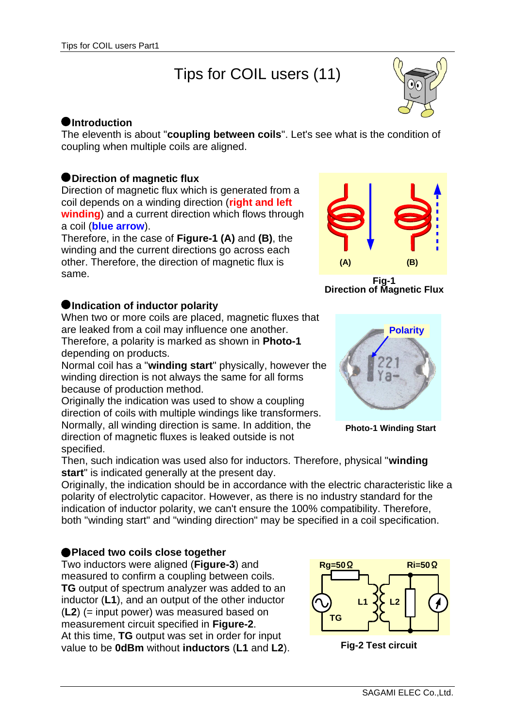# Tips for COIL users (11)

## Introduction

The eleventh is about "**coupling between coils**". Let's see what is the condition of coupling when multiple coils are aligned.

## Direction of magnetic flux

Direction of magnetic flux which is generated from a coil depends on a winding direction (**right and left winding**) and a current direction which flows through a coil (**blue arrow**).
Therefore, in the case of **Figure-1 (A)** and **(B)**, the winding and the current directions go across each other. Therefore, the direction of magnetic flux is same.

**Fig-1**
**Direction of Magnetic Flux**

## Indication of inductor polarity

When two or more coils are placed, magnetic fluxes that are leaked from a coil may influence one another.
Therefore, a polarity is marked as shown in **Photo-1** depending on products.
Normal coil has a "**winding start**" physically, however the winding direction is not always the same for all forms because of production method.
Originally the indication was used to show a coupling direction of coils with multiple windings like transformers. Normally, all winding direction is same. In addition, the direction of magnetic fluxes is leaked outside is not specified.
Then, such indication was used also for inductors. Therefore, physical "**winding start**" is indicated generally at the present day.
Originally, the indication should be in accordance with the electric characteristic like a polarity of electrolytic capacitor. However, as there is no industry standard for the indication of inductor polarity, we can't ensure the 100% compatibility. Therefore, both "winding start" and "winding direction" may be specified in a coil specification.

**Photo-1 Winding Start**

## Placed two coils close together

Two inductors were aligned (**Figure-3**) and measured to confirm a coupling between coils. **TG** output of spectrum analyzer was added to an inductor (**L1**), and an output of the other inductor (**L2**) (= input power) was measured based on measurement circuit specified in **Figure-2**.
At this time, **TG** output was set in order for input value to be **0dBm** without **inductors** (**L1** and **L2**).

**Fig-2 Test circuit**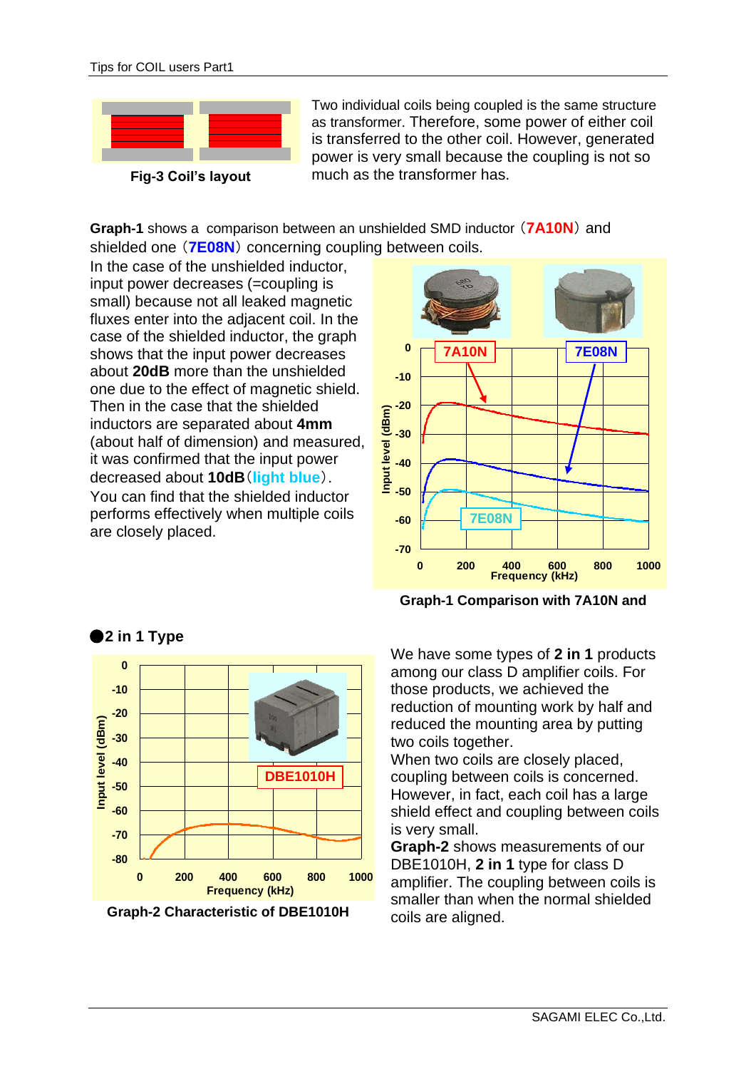Two individual coils being coupled is the same structure as transformer. Therefore, some power of either coil is transferred to the other coil. However, generated power is very small because the coupling is not so much as the transformer has.

**Fig-3 Coil's layout**

**Graph-1** shows a comparison between an unshielded SMD inductor（**7A10N**）and shielded one（**7E08N**）concerning coupling between coils.

In the case of the unshielded inductor, input power decreases (=coupling is small) because not all leaked magnetic fluxes enter into the adjacent coil. In the case of the shielded inductor, the graph shows that the input power decreases about **20dB** more than the unshielded one due to the effect of magnetic shield. Then in the case that the shielded inductors are separated about **4mm** (about half of dimension) and measured, it was confirmed that the input power decreased about **10dB**（**light blue**）. You can find that the shielded inductor performs effectively when multiple coils are closely placed.

**Graph-1 Comparison with 7A10N and**

## ●2 in 1 Type

**Graph-2 Characteristic of DBE1010H**

We have some types of **2 in 1** products among our class D amplifier coils. For those products, we achieved the reduction of mounting work by half and reduced the mounting area by putting two coils together.

When two coils are closely placed, coupling between coils is concerned. However, in fact, each coil has a large shield effect and coupling between coils is very small.

**Graph-2** shows measurements of our DBE1010H, **2 in 1** type for class D amplifier. The coupling between coils is smaller than when the normal shielded coils are aligned.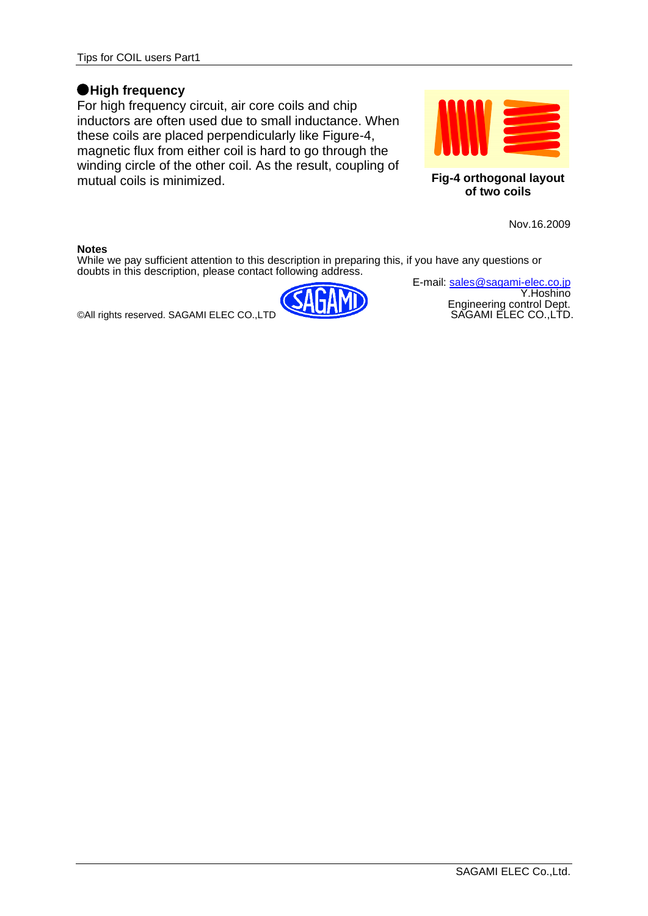## ●High frequency

For high frequency circuit, air core coils and chip inductors are often used due to small inductance. When these coils are placed perpendicularly like Figure-4, magnetic flux from either coil is hard to go through the winding circle of the other coil. As the result, coupling of mutual coils is minimized.

**Fig-4 orthogonal layout of two coils**

Nov.16.2009

**Notes**

While we pay sufficient attention to this description in preparing this, if you have any questions or doubts in this description, please contact following address.

E-mail: sales@sagami-elec.co.jp
Y.Hoshino
Engineering control Dept.
SAGAMI ELEC CO.,LTD.

©All rights reserved. SAGAMI ELEC CO.,LTD